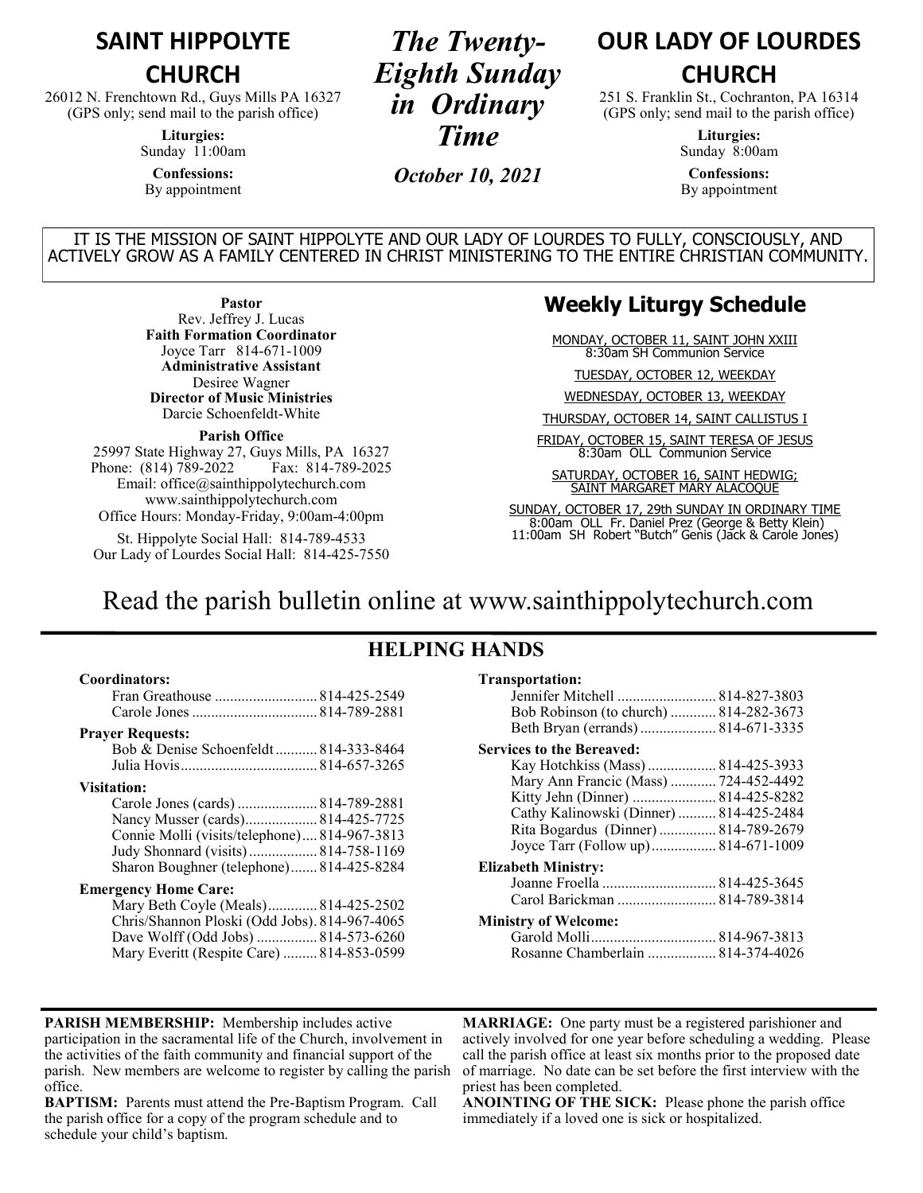# SAINT HIPPOLYTE CHURCH

26012 N. Frenchtown Rd., Guys Mills PA 16327
(GPS only; send mail to the parish office)

**Liturgies:**
Sunday 11:00am

**Confessions:**
By appointment

# *The Twenty-Eighth Sunday in Ordinary Time*

*October 10, 2021*

# OUR LADY OF LOURDES CHURCH

251 S. Franklin St., Cochranton, PA 16314
(GPS only; send mail to the parish office)

**Liturgies:**
Sunday 8:00am

**Confessions:**
By appointment

IT IS THE MISSION OF SAINT HIPPOLYTE AND OUR LADY OF LOURDES TO FULLY, CONSCIOUSLY, AND ACTIVELY GROW AS A FAMILY CENTERED IN CHRIST MINISTERING TO THE ENTIRE CHRISTIAN COMMUNITY.

**Pastor**
Rev. Jeffrey J. Lucas
**Faith Formation Coordinator**
Joyce Tarr 814-671-1009
**Administrative Assistant**
Desiree Wagner
**Director of Music Ministries**
Darcie Schoenfeldt-White

**Parish Office**
25997 State Highway 27, Guys Mills, PA 16327
Phone: (814) 789-2022 Fax: 814-789-2025
Email: office@sainthippolytechurch.com
www.sainthippolytechurch.com
Office Hours: Monday-Friday, 9:00am-4:00pm

St. Hippolyte Social Hall: 814-789-4533
Our Lady of Lourdes Social Hall: 814-425-7550

## Weekly Liturgy Schedule

MONDAY, OCTOBER 11, SAINT JOHN XXIII
8:30am SH Communion Service

TUESDAY, OCTOBER 12, WEEKDAY

WEDNESDAY, OCTOBER 13, WEEKDAY

THURSDAY, OCTOBER 14, SAINT CALLISTUS I

FRIDAY, OCTOBER 15, SAINT TERESA OF JESUS
8:30am OLL Communion Service

SATURDAY, OCTOBER 16, SAINT HEDWIG; SAINT MARGARET MARY ALACOQUE

SUNDAY, OCTOBER 17, 29th SUNDAY IN ORDINARY TIME
8:00am OLL Fr. Daniel Prez (George & Betty Klein)
11:00am SH Robert "Butch" Genis (Jack & Carole Jones)

Read the parish bulletin online at www.sainthippolytechurch.com

## HELPING HANDS

**Coordinators:**
Fran Greathouse .......... 814-425-2549
Carole Jones .......... 814-789-2881

**Prayer Requests:**
Bob & Denise Schoenfeldt .......... 814-333-8464
Julia Hovis .......... 814-657-3265

**Visitation:**
Carole Jones (cards) .......... 814-789-2881
Nancy Musser (cards) .......... 814-425-7725
Connie Molli (visits/telephone) .... 814-967-3813
Judy Shonnard (visits) .......... 814-758-1169
Sharon Boughner (telephone) ....... 814-425-8284

**Emergency Home Care:**
Mary Beth Coyle (Meals) .......... 814-425-2502
Chris/Shannon Ploski (Odd Jobs). 814-967-4065
Dave Wolff (Odd Jobs) .......... 814-573-6260
Mary Everitt (Respite Care) .......... 814-853-0599

**Transportation:**
Jennifer Mitchell .......... 814-827-3803
Bob Robinson (to church) .......... 814-282-3673
Beth Bryan (errands) .......... 814-671-3335

**Services to the Bereaved:**
Kay Hotchkiss (Mass) .......... 814-425-3933
Mary Ann Francic (Mass) .......... 724-452-4492
Kitty Jehn (Dinner) .......... 814-425-8282
Cathy Kalinowski (Dinner) .......... 814-425-2484
Rita Bogardus (Dinner) .......... 814-789-2679
Joyce Tarr (Follow up) .......... 814-671-1009

**Elizabeth Ministry:**
Joanne Froella .......... 814-425-3645
Carol Barickman .......... 814-789-3814

**Ministry of Welcome:**
Garold Molli .......... 814-967-3813
Rosanne Chamberlain .......... 814-374-4026

**PARISH MEMBERSHIP:** Membership includes active participation in the sacramental life of the Church, involvement in the activities of the faith community and financial support of the parish. New members are welcome to register by calling the parish office.

**BAPTISM:** Parents must attend the Pre-Baptism Program. Call the parish office for a copy of the program schedule and to schedule your child's baptism.

**MARRIAGE:** One party must be a registered parishioner and actively involved for one year before scheduling a wedding. Please call the parish office at least six months prior to the proposed date of marriage. No date can be set before the first interview with the priest has been completed.

**ANOINTING OF THE SICK:** Please phone the parish office immediately if a loved one is sick or hospitalized.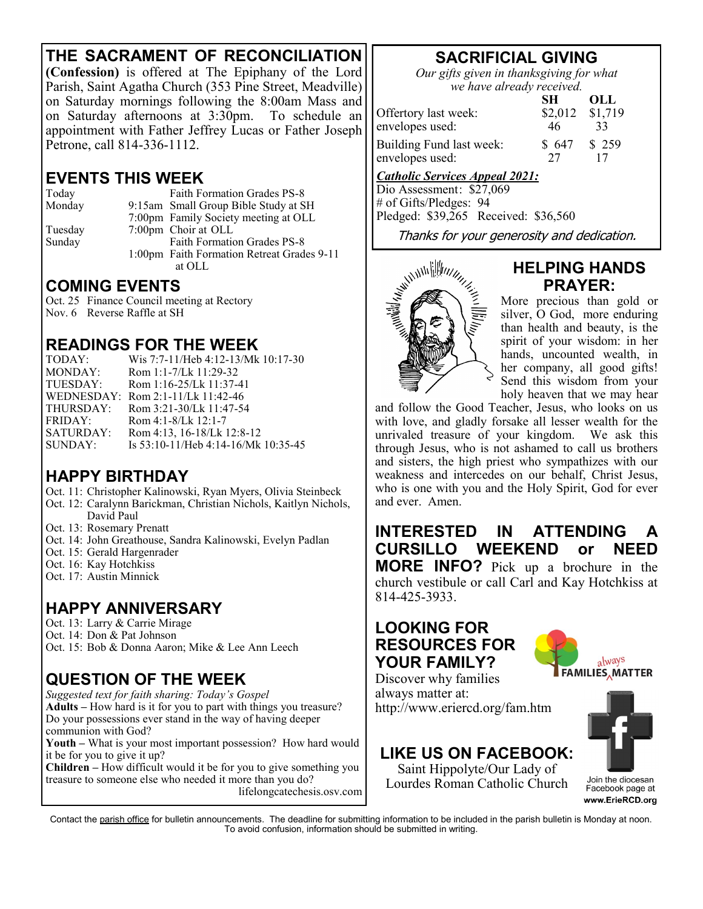## THE SACRAMENT OF RECONCILIATION

**(Confession)** is offered at The Epiphany of the Lord Parish, Saint Agatha Church (353 Pine Street, Meadville) on Saturday mornings following the 8:00am Mass and on Saturday afternoons at 3:30pm. To schedule an appointment with Father Jeffrey Lucas or Father Joseph Petrone, call 814-336-1112.

## EVENTS THIS WEEK

| | | |
|---|---|---|
| Today | | Faith Formation Grades PS-8 |
| Monday | 9:15am | Small Group Bible Study at SH |
| | 7:00pm | Family Society meeting at OLL |
| Tuesday | 7:00pm | Choir at OLL |
| Sunday | | Faith Formation Grades PS-8 |
| | 1:00pm | Faith Formation Retreat Grades 9-11 at OLL |

## COMING EVENTS

Oct. 25 Finance Council meeting at Rectory
Nov. 6 Reverse Raffle at SH

## READINGS FOR THE WEEK

| | |
|---|---|
| TODAY: | Wis 7:7-11/Heb 4:12-13/Mk 10:17-30 |
| MONDAY: | Rom 1:1-7/Lk 11:29-32 |
| TUESDAY: | Rom 1:16-25/Lk 11:37-41 |
| WEDNESDAY: | Rom 2:1-11/Lk 11:42-46 |
| THURSDAY: | Rom 3:21-30/Lk 11:47-54 |
| FRIDAY: | Rom 4:1-8/Lk 12:1-7 |
| SATURDAY: | Rom 4:13, 16-18/Lk 12:8-12 |
| SUNDAY: | Is 53:10-11/Heb 4:14-16/Mk 10:35-45 |

## HAPPY BIRTHDAY

Oct. 11: Christopher Kalinowski, Ryan Myers, Olivia Steinbeck
Oct. 12: Caralynn Barickman, Christian Nichols, Kaitlyn Nichols, David Paul
Oct. 13: Rosemary Prenatt
Oct. 14: John Greathouse, Sandra Kalinowski, Evelyn Padlan
Oct. 15: Gerald Hargenrader
Oct. 16: Kay Hotchkiss
Oct. 17: Austin Minnick

## HAPPY ANNIVERSARY

Oct. 13: Larry & Carrie Mirage
Oct. 14: Don & Pat Johnson
Oct. 15: Bob & Donna Aaron; Mike & Lee Ann Leech

## QUESTION OF THE WEEK

*Suggested text for faith sharing: Today's Gospel*

**Adults –** How hard is it for you to part with things you treasure? Do your possessions ever stand in the way of having deeper communion with God?

**Youth –** What is your most important possession? How hard would it be for you to give it up?

**Children –** How difficult would it be for you to give something you treasure to someone else who needed it more than you do?

lifelongcatechesis.osv.com

## SACRIFICIAL GIVING

*Our gifts given in thanksgiving for what we have already received.*

| | SH | OLL |
|---|---|---|
| Offertory last week: | $2,012 | $1,719 |
| envelopes used: | 46 | 33 |
| Building Fund last week: | $ 647 | $ 259 |
| envelopes used: | 27 | 17 |

***Catholic Services Appeal 2021:***

Dio Assessment: $27,069
\# of Gifts/Pledges: 94
Pledged: $39,265 Received: $36,560

Thanks for your generosity and dedication.

## HELPING HANDS PRAYER:

More precious than gold or silver, O God, more enduring than health and beauty, is the spirit of your wisdom: in her hands, uncounted wealth, in her company, all good gifts! Send this wisdom from your holy heaven that we may hear and follow the Good Teacher, Jesus, who looks on us with love, and gladly forsake all lesser wealth for the unrivaled treasure of your kingdom. We ask this through Jesus, who is not ashamed to call us brothers and sisters, the high priest who sympathizes with our weakness and intercedes on our behalf, Christ Jesus, who is one with you and the Holy Spirit, God for ever and ever. Amen.

**INTERESTED IN ATTENDING A CURSILLO WEEKEND or NEED MORE INFO?** Pick up a brochure in the church vestibule or call Carl and Kay Hotchkiss at 814-425-3933.

## LOOKING FOR RESOURCES FOR YOUR FAMILY?

Discover why families always matter at: http://www.eriercd.org/fam.htm

FAMILIES always MATTER

## LIKE US ON FACEBOOK:

Saint Hippolyte/Our Lady of Lourdes Roman Catholic Church

Join the diocesan Facebook page at **www.ErieRCD.org**

Contact the parish office for bulletin announcements. The deadline for submitting information to be included in the parish bulletin is Monday at noon. To avoid confusion, information should be submitted in writing.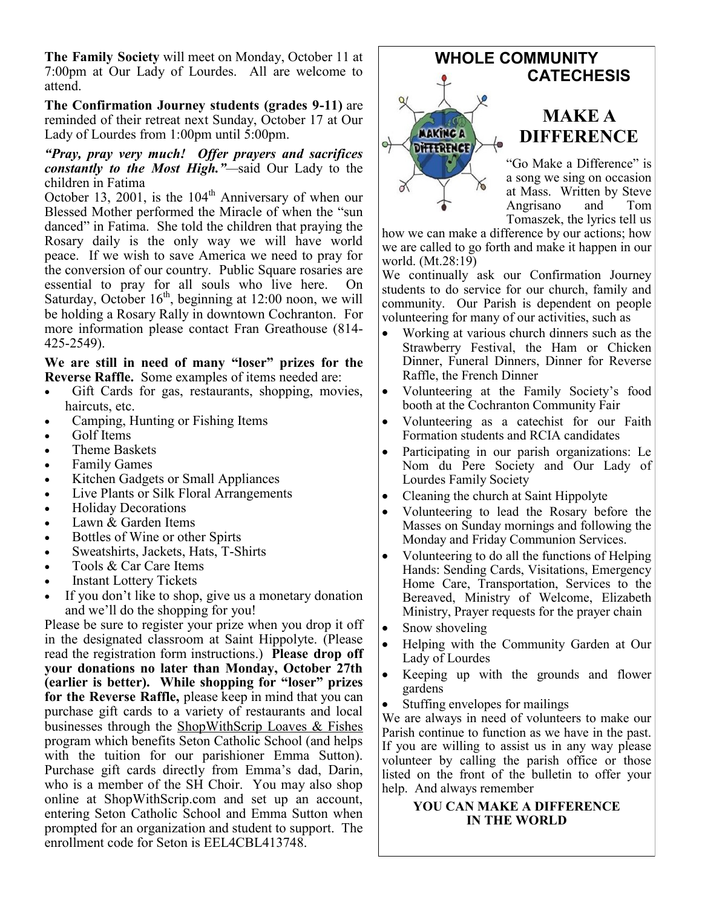**The Family Society** will meet on Monday, October 11 at 7:00pm at Our Lady of Lourdes. All are welcome to attend.

**The Confirmation Journey students (grades 9-11)** are reminded of their retreat next Sunday, October 17 at Our Lady of Lourdes from 1:00pm until 5:00pm.

***"Pray, pray very much! Offer prayers and sacrifices constantly to the Most High."***—said Our Lady to the children in Fatima

October 13, 2001, is the 104th Anniversary of when our Blessed Mother performed the Miracle of when the "sun danced" in Fatima. She told the children that praying the Rosary daily is the only way we will have world peace. If we wish to save America we need to pray for the conversion of our country. Public Square rosaries are essential to pray for all souls who live here. On Saturday, October 16th, beginning at 12:00 noon, we will be holding a Rosary Rally in downtown Cochranton. For more information please contact Fran Greathouse (814-425-2549).

**We are still in need of many "loser" prizes for the Reverse Raffle.** Some examples of items needed are:

- Gift Cards for gas, restaurants, shopping, movies, haircuts, etc.
- Camping, Hunting or Fishing Items
- Golf Items
- Theme Baskets
- Family Games
- Kitchen Gadgets or Small Appliances
- Live Plants or Silk Floral Arrangements
- Holiday Decorations
- Lawn & Garden Items
- Bottles of Wine or other Spirts
- Sweatshirts, Jackets, Hats, T-Shirts
- Tools & Car Care Items
- Instant Lottery Tickets
- If you don't like to shop, give us a monetary donation and we'll do the shopping for you!

Please be sure to register your prize when you drop it off in the designated classroom at Saint Hippolyte. (Please read the registration form instructions.) **Please drop off your donations no later than Monday, October 27th (earlier is better). While shopping for "loser" prizes for the Reverse Raffle,** please keep in mind that you can purchase gift cards to a variety of restaurants and local businesses through the ShopWithScrip Loaves & Fishes program which benefits Seton Catholic School (and helps with the tuition for our parishioner Emma Sutton). Purchase gift cards directly from Emma's dad, Darin, who is a member of the SH Choir. You may also shop online at ShopWithScrip.com and set up an account, entering Seton Catholic School and Emma Sutton when prompted for an organization and student to support. The enrollment code for Seton is EEL4CBL413748.

## WHOLE COMMUNITY CATECHESIS

## MAKE A DIFFERENCE

"Go Make a Difference" is a song we sing on occasion at Mass. Written by Steve Angrisano and Tom Tomaszek, the lyrics tell us how we can make a difference by our actions; how we are called to go forth and make it happen in our world. (Mt.28:19)

We continually ask our Confirmation Journey students to do service for our church, family and community. Our Parish is dependent on people volunteering for many of our activities, such as

- Working at various church dinners such as the Strawberry Festival, the Ham or Chicken Dinner, Funeral Dinners, Dinner for Reverse Raffle, the French Dinner
- Volunteering at the Family Society's food booth at the Cochranton Community Fair
- Volunteering as a catechist for our Faith Formation students and RCIA candidates
- Participating in our parish organizations: Le Nom du Pere Society and Our Lady of Lourdes Family Society
- Cleaning the church at Saint Hippolyte
- Volunteering to lead the Rosary before the Masses on Sunday mornings and following the Monday and Friday Communion Services.
- Volunteering to do all the functions of Helping Hands: Sending Cards, Visitations, Emergency Home Care, Transportation, Services to the Bereaved, Ministry of Welcome, Elizabeth Ministry, Prayer requests for the prayer chain
- Snow shoveling
- Helping with the Community Garden at Our Lady of Lourdes
- Keeping up with the grounds and flower gardens
- Stuffing envelopes for mailings

We are always in need of volunteers to make our Parish continue to function as we have in the past. If you are willing to assist us in any way please volunteer by calling the parish office or those listed on the front of the bulletin to offer your help. And always remember

**YOU CAN MAKE A DIFFERENCE IN THE WORLD**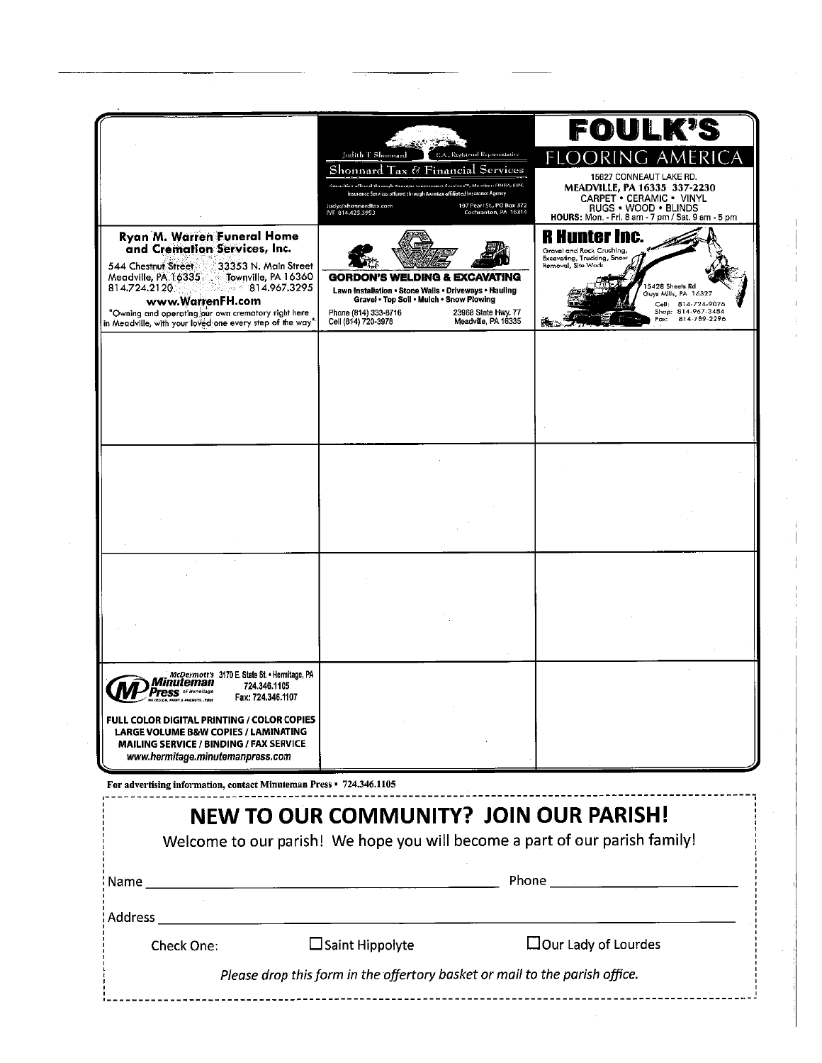Judith T Shonnard E.A., Registered Representative

Shonnard Tax & Financial Services

Securities offered through Avantax Investment Services℠, Member FINRA, SIPC
Insurance Services offered through Avantax affiliated Insurance Agency

judy@shonnardtax.com
P/F 814.425.3953

107 Pearl St., PO Box 372
Cochranton, PA 16314

**FOULK'S**

**FLOORING AMERICA**

15627 CONNEAUT LAKE RD.
MEADVILLE, PA 16335 337-2230
CARPET • CERAMIC • VINYL
RUGS • WOOD • BLINDS
HOURS: Mon. - Fri. 8 am - 7 pm / Sat. 9 am - 5 pm

**Ryan M. Warren Funeral Home and Cremation Services, Inc.**

544 Chestnut Street
Meadville, PA 16335
814.724.2120

33353 N. Main Street
Townville, PA 16360
814.967.3295

**www.WarrenFH.com**

"Owning and operating our own crematory right here in Meadville, with your loved one every step of the way"

**GORDON'S WELDING & EXCAVATING**

Lawn Installation • Stone Walls • Driveways • Hauling
Gravel • Top Soil • Mulch • Snow Plowing

Phone (814) 333-8716
Cell (814) 720-3978

23968 State Hwy. 77
Meadville, PA 16335

**R Hunter Inc.**

Gravel and Rock Crushing, Excavating, Trucking, Snow Removal, Site Work

15428 Sheets Rd
Guys Mills, PA 16327

Cell: 814-724-9076
Shop: 814-967-3484
Fax: 814-789-2296

McDermott's Minuteman Press of Hermitage

3170 E. State St. • Hermitage, PA
724.346.1105
Fax: 724.346.1107

**FULL COLOR DIGITAL PRINTING / COLOR COPIES**
**LARGE VOLUME B&W COPIES / LAMINATING**
**MAILING SERVICE / BINDING / FAX SERVICE**
***www.hermitage.minutemanpress.com***

**For advertising information, contact Minuteman Press • 724.346.1105**

## NEW TO OUR COMMUNITY? JOIN OUR PARISH!

Welcome to our parish! We hope you will become a part of our parish family!

Name ______________________________ Phone ____________________

Address ____________________________________________________

Check One: ☐ Saint Hippolyte ☐ Our Lady of Lourdes

*Please drop this form in the offertory basket or mail to the parish office.*